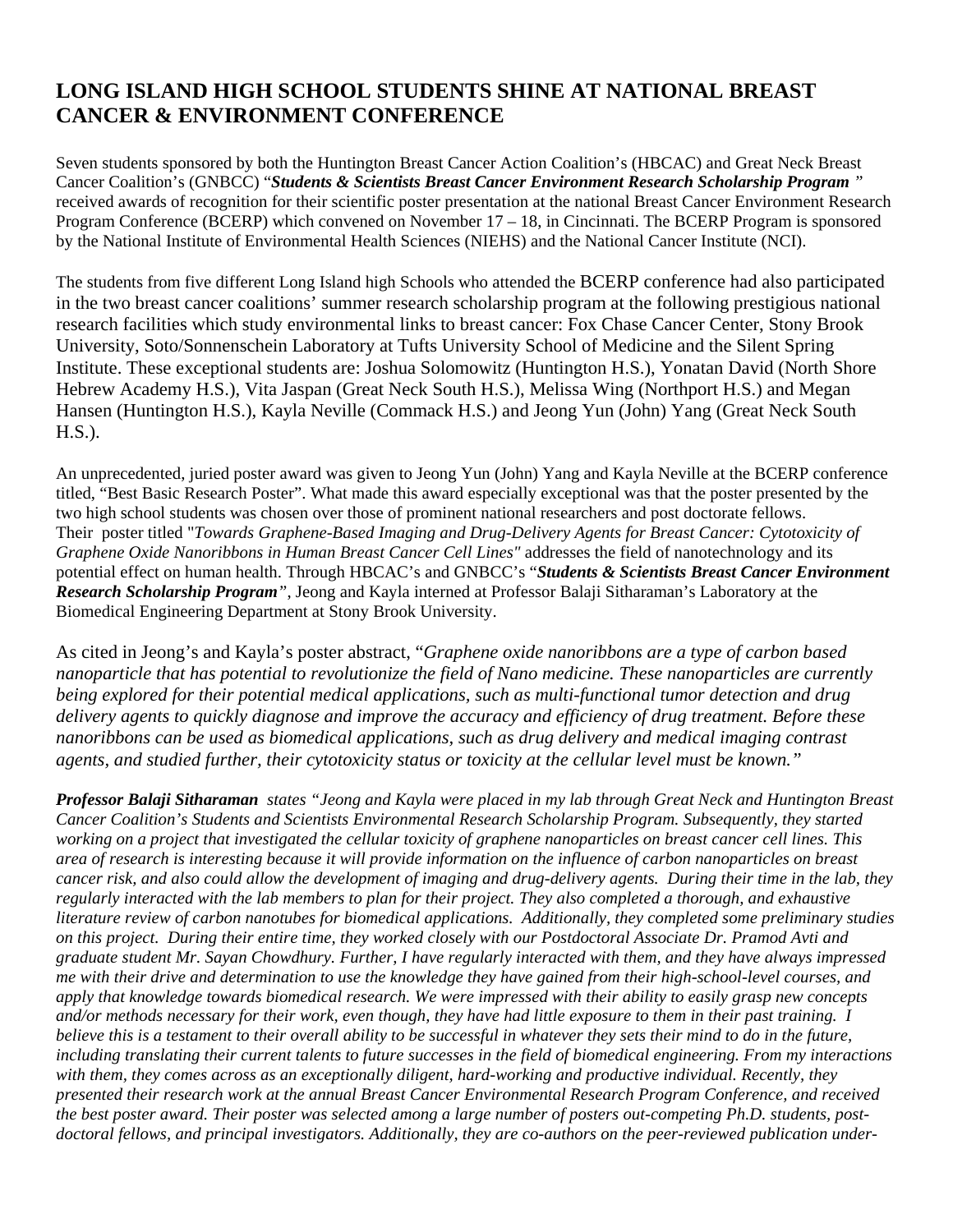# LONG ISLAND HIGH SCHOOL STUDENTS SHINE AT NATIONAL BREAST CANCER & ENVIRONMENT CONFERENCE

Seven students sponsored by both the Huntington Breast Cancer Action Coalition's (HBCAC) and Great Neck Breast Cancer Coalition's (GNBCC) "***Students & Scientists Breast Cancer Environment Research Scholarship Program*** " received awards of recognition for their scientific poster presentation at the national Breast Cancer Environment Research Program Conference (BCERP) which convened on November 17 – 18, in Cincinnati. The BCERP Program is sponsored by the National Institute of Environmental Health Sciences (NIEHS) and the National Cancer Institute (NCI).

The students from five different Long Island high Schools who attended the BCERP conference had also participated in the two breast cancer coalitions' summer research scholarship program at the following prestigious national research facilities which study environmental links to breast cancer: Fox Chase Cancer Center, Stony Brook University, Soto/Sonnenschein Laboratory at Tufts University School of Medicine and the Silent Spring Institute. These exceptional students are: Joshua Solomowitz (Huntington H.S.), Yonatan David (North Shore Hebrew Academy H.S.), Vita Jaspan (Great Neck South H.S.), Melissa Wing (Northport H.S.) and Megan Hansen (Huntington H.S.), Kayla Neville (Commack H.S.) and Jeong Yun (John) Yang (Great Neck South H.S.).

An unprecedented, juried poster award was given to Jeong Yun (John) Yang and Kayla Neville at the BCERP conference titled, "Best Basic Research Poster". What made this award especially exceptional was that the poster presented by the two high school students was chosen over those of prominent national researchers and post doctorate fellows. Their poster titled "*Towards Graphene-Based Imaging and Drug-Delivery Agents for Breast Cancer: Cytotoxicity of Graphene Oxide Nanoribbons in Human Breast Cancer Cell Lines"* addresses the field of nanotechnology and its potential effect on human health. Through HBCAC's and GNBCC's "***Students & Scientists Breast Cancer Environment Research Scholarship Program***", Jeong and Kayla interned at Professor Balaji Sitharaman's Laboratory at the Biomedical Engineering Department at Stony Brook University.

As cited in Jeong's and Kayla's poster abstract, "*Graphene oxide nanoribbons are a type of carbon based nanoparticle that has potential to revolutionize the field of Nano medicine. These nanoparticles are currently being explored for their potential medical applications, such as multi-functional tumor detection and drug delivery agents to quickly diagnose and improve the accuracy and efficiency of drug treatment. Before these nanoribbons can be used as biomedical applications, such as drug delivery and medical imaging contrast agents, and studied further, their cytotoxicity status or toxicity at the cellular level must be known."*

***Professor Balaji Sitharaman*** *states "Jeong and Kayla were placed in my lab through Great Neck and Huntington Breast Cancer Coalition's Students and Scientists Environmental Research Scholarship Program. Subsequently, they started working on a project that investigated the cellular toxicity of graphene nanoparticles on breast cancer cell lines. This area of research is interesting because it will provide information on the influence of carbon nanoparticles on breast cancer risk, and also could allow the development of imaging and drug-delivery agents. During their time in the lab, they regularly interacted with the lab members to plan for their project. They also completed a thorough, and exhaustive literature review of carbon nanotubes for biomedical applications. Additionally, they completed some preliminary studies on this project. During their entire time, they worked closely with our Postdoctoral Associate Dr. Pramod Avti and graduate student Mr. Sayan Chowdhury. Further, I have regularly interacted with them, and they have always impressed me with their drive and determination to use the knowledge they have gained from their high-school-level courses, and apply that knowledge towards biomedical research. We were impressed with their ability to easily grasp new concepts and/or methods necessary for their work, even though, they have had little exposure to them in their past training. I believe this is a testament to their overall ability to be successful in whatever they sets their mind to do in the future, including translating their current talents to future successes in the field of biomedical engineering. From my interactions with them, they comes across as an exceptionally diligent, hard-working and productive individual. Recently, they presented their research work at the annual Breast Cancer Environmental Research Program Conference, and received the best poster award. Their poster was selected among a large number of posters out-competing Ph.D. students, post-doctoral fellows, and principal investigators. Additionally, they are co-authors on the peer-reviewed publication under-*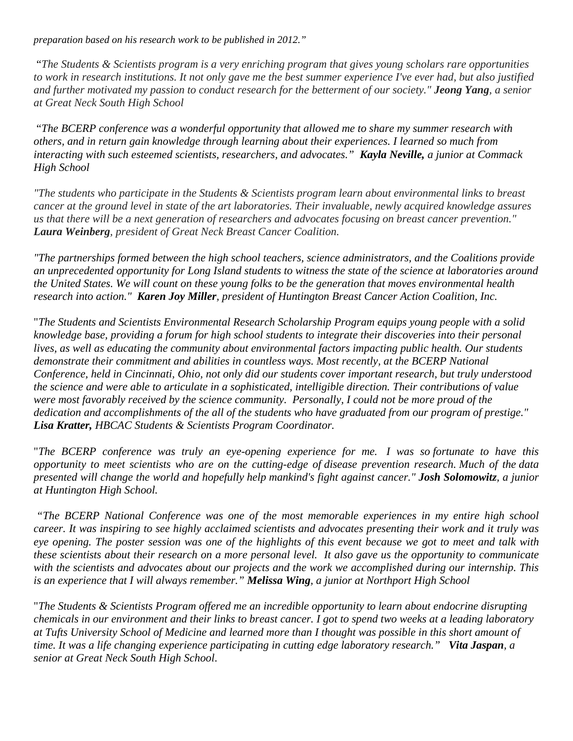*preparation based on his research work to be published in 2012."*

*"The Students & Scientists program is a very enriching program that gives young scholars rare opportunities to work in research institutions. It not only gave me the best summer experience I've ever had, but also justified and further motivated my passion to conduct research for the betterment of our society."* ***Jeong Yang****, a senior at Great Neck South High School*

*"The BCERP conference was a wonderful opportunity that allowed me to share my summer research with others, and in return gain knowledge through learning about their experiences. I learned so much from interacting with such esteemed scientists, researchers, and advocates."* ***Kayla Neville,*** *a junior at Commack High School*

*"The students who participate in the Students & Scientists program learn about environmental links to breast cancer at the ground level in state of the art laboratories. Their invaluable, newly acquired knowledge assures us that there will be a next generation of researchers and advocates focusing on breast cancer prevention."* ***Laura Weinberg****, president of Great Neck Breast Cancer Coalition.*

*"The partnerships formed between the high school teachers, science administrators, and the Coalitions provide an unprecedented opportunity for Long Island students to witness the state of the science at laboratories around the United States. We will count on these young folks to be the generation that moves environmental health research into action."* ***Karen Joy Miller****, president of Huntington Breast Cancer Action Coalition, Inc.*

"*The Students and Scientists Environmental Research Scholarship Program equips young people with a solid knowledge base, providing a forum for high school students to integrate their discoveries into their personal lives, as well as educating the community about environmental factors impacting public health. Our students demonstrate their commitment and abilities in countless ways. Most recently, at the BCERP National Conference, held in Cincinnati, Ohio, not only did our students cover important research, but truly understood the science and were able to articulate in a sophisticated, intelligible direction. Their contributions of value were most favorably received by the science community. Personally, I could not be more proud of the dedication and accomplishments of the all of the students who have graduated from our program of prestige."* ***Lisa Kratter,*** *HBCAC Students & Scientists Program Coordinator.*

"*The BCERP conference was truly an eye-opening experience for me. I was so fortunate to have this opportunity to meet scientists who are on the cutting-edge of disease prevention research. Much of the data presented will change the world and hopefully help mankind's fight against cancer."* ***Josh Solomowitz****, a junior at Huntington High School.*

*"The BCERP National Conference was one of the most memorable experiences in my entire high school career. It was inspiring to see highly acclaimed scientists and advocates presenting their work and it truly was eye opening. The poster session was one of the highlights of this event because we got to meet and talk with these scientists about their research on a more personal level. It also gave us the opportunity to communicate with the scientists and advocates about our projects and the work we accomplished during our internship. This is an experience that I will always remember."* ***Melissa Wing****, a junior at Northport High School*

"*The Students & Scientists Program offered me an incredible opportunity to learn about endocrine disrupting chemicals in our environment and their links to breast cancer. I got to spend two weeks at a leading laboratory at Tufts University School of Medicine and learned more than I thought was possible in this short amount of time. It was a life changing experience participating in cutting edge laboratory research."* ***Vita Jaspan****, a senior at Great Neck South High School.*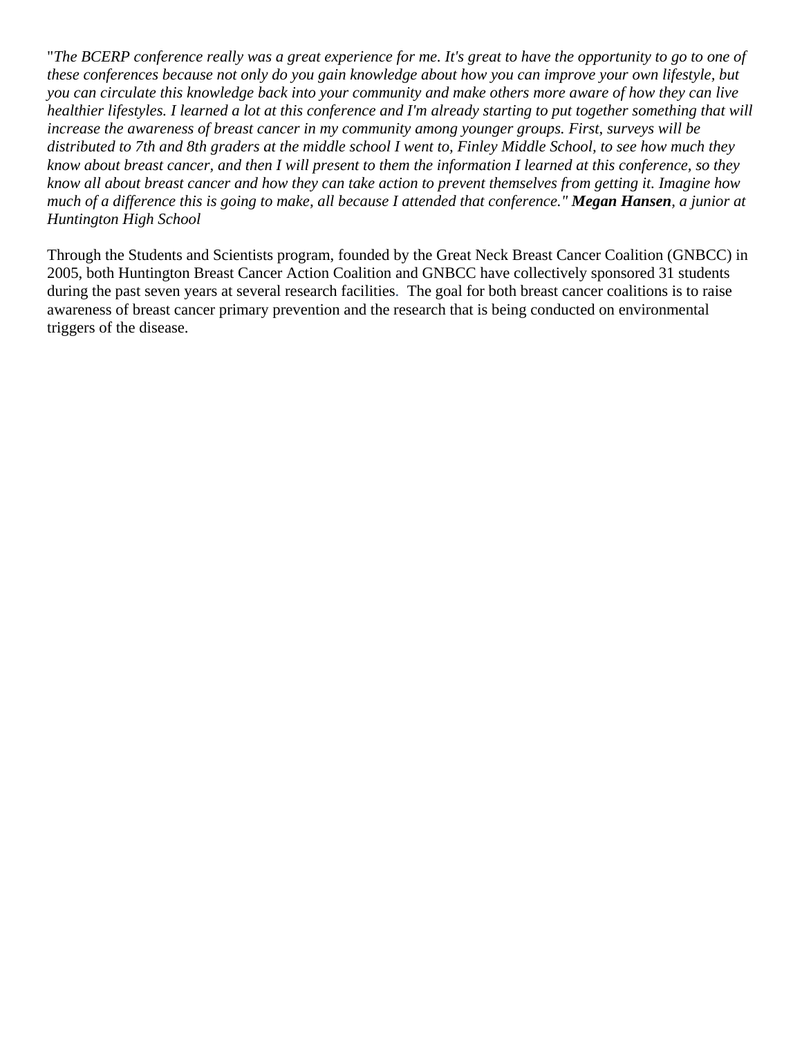"*The BCERP conference really was a great experience for me. It's great to have the opportunity to go to one of these conferences because not only do you gain knowledge about how you can improve your own lifestyle, but you can circulate this knowledge back into your community and make others more aware of how they can live healthier lifestyles. I learned a lot at this conference and I'm already starting to put together something that will increase the awareness of breast cancer in my community among younger groups. First, surveys will be distributed to 7th and 8th graders at the middle school I went to, Finley Middle School, to see how much they know about breast cancer, and then I will present to them the information I learned at this conference, so they know all about breast cancer and how they can take action to prevent themselves from getting it. Imagine how much of a difference this is going to make, all because I attended that conference.*" ***Megan Hansen**, a junior at Huntington High School*

Through the Students and Scientists program, founded by the Great Neck Breast Cancer Coalition (GNBCC) in 2005, both Huntington Breast Cancer Action Coalition and GNBCC have collectively sponsored 31 students during the past seven years at several research facilities. The goal for both breast cancer coalitions is to raise awareness of breast cancer primary prevention and the research that is being conducted on environmental triggers of the disease.